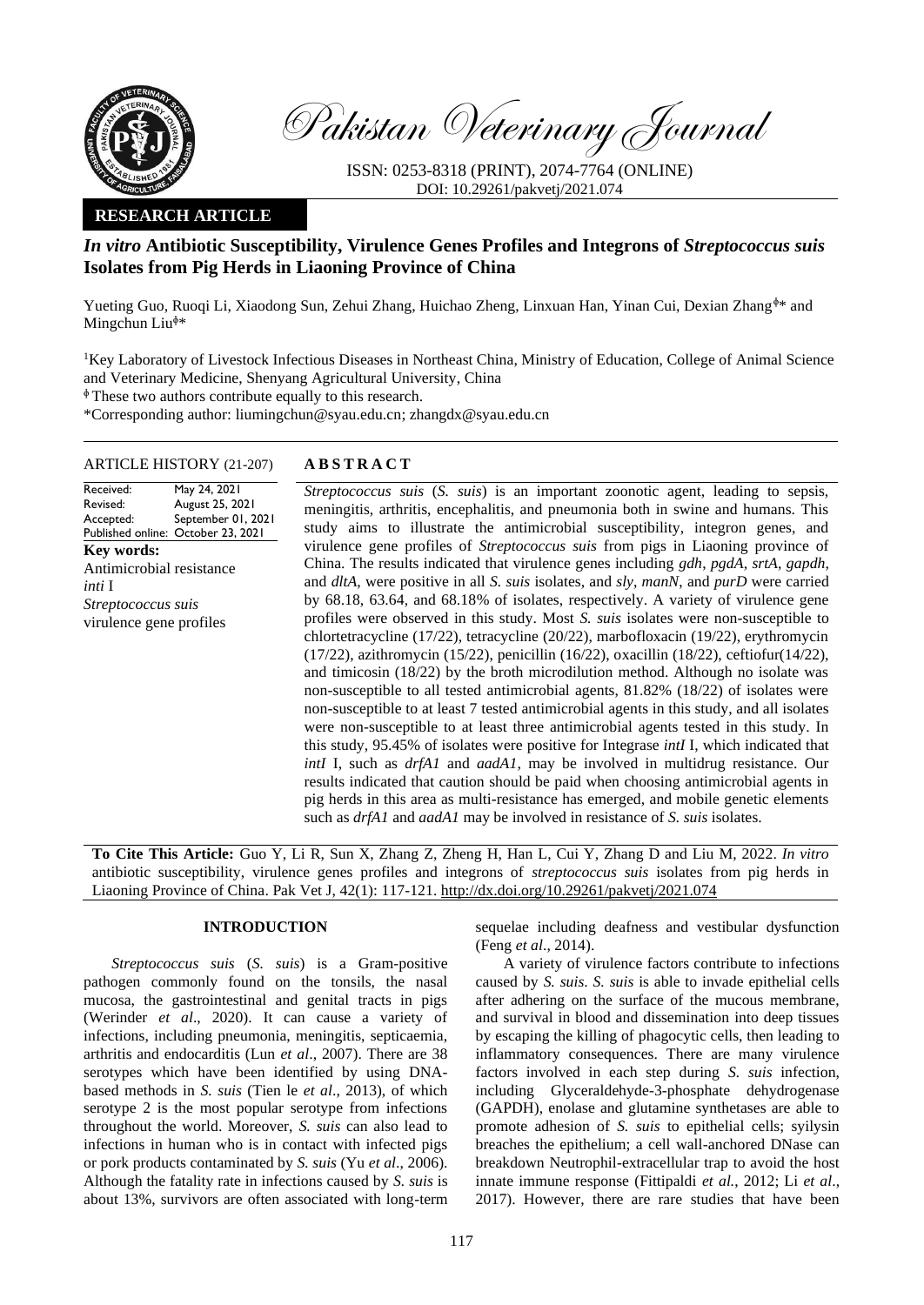Pakistan Veterinary Journal

ISSN: 0253-8318 (PRINT), 2074-7764 (ONLINE)
DOI: 10.29261/pakvetj/2021.074

**RESEARCH ARTICLE**

# *In vitro* Antibiotic Susceptibility, Virulence Genes Profiles and Integrons of *Streptococcus suis* Isolates from Pig Herds in Liaoning Province of China

Yueting Guo, Ruoqi Li, Xiaodong Sun, Zehui Zhang, Huichao Zheng, Linxuan Han, Yinan Cui, Dexian Zhang[ϕ]* and Mingchun Liu[ϕ]*

[1]Key Laboratory of Livestock Infectious Diseases in Northeast China, Ministry of Education, College of Animal Science and Veterinary Medicine, Shenyang Agricultural University, China

[ϕ]These two authors contribute equally to this research.

*Corresponding author: liumingchun@syau.edu.cn; zhangdx@syau.edu.cn

**ARTICLE HISTORY** (21-207)

| | |
|---|---|
| Received: | May 24, 2021 |
| Revised: | August 25, 2021 |
| Accepted: | September 01, 2021 |
| Published online: | October 23, 2021 |

**Key words:**
Antimicrobial resistance
*inti* I
*Streptococcus suis*
virulence gene profiles

## ABSTRACT

*Streptococcus suis* (*S. suis*) is an important zoonotic agent, leading to sepsis, meningitis, arthritis, encephalitis, and pneumonia both in swine and humans. This study aims to illustrate the antimicrobial susceptibility, integron genes, and virulence gene profiles of *Streptococcus suis* from pigs in Liaoning province of China. The results indicated that virulence genes including *gdh*, *pgdA*, *srtA*, *gapdh*, and *dltA*, were positive in all *S. suis* isolates, and *sly*, *manN*, and *purD* were carried by 68.18, 63.64, and 68.18% of isolates, respectively. A variety of virulence gene profiles were observed in this study. Most *S. suis* isolates were non-susceptible to chlortetracycline (17/22), tetracycline (20/22), marbofloxacin (19/22), erythromycin (17/22), azithromycin (15/22), penicillin (16/22), oxacillin (18/22), ceftiofur(14/22), and timicosin (18/22) by the broth microdilution method. Although no isolate was non-susceptible to all tested antimicrobial agents, 81.82% (18/22) of isolates were non-susceptible to at least 7 tested antimicrobial agents in this study, and all isolates were non-susceptible to at least three antimicrobial agents tested in this study. In this study, 95.45% of isolates were positive for Integrase *intI* I, which indicated that *intI* I, such as *drfA1* and *aadA1*, may be involved in multidrug resistance. Our results indicated that caution should be paid when choosing antimicrobial agents in pig herds in this area as multi-resistance has emerged, and mobile genetic elements such as *drfA1* and *aadA1* may be involved in resistance of *S. suis* isolates.

**To Cite This Article:** Guo Y, Li R, Sun X, Zhang Z, Zheng H, Han L, Cui Y, Zhang D and Liu M, 2022. *In vitro* antibiotic susceptibility, virulence genes profiles and integrons of *streptococcus suis* isolates from pig herds in Liaoning Province of China. Pak Vet J, 42(1): 117-121. http://dx.doi.org/10.29261/pakvetj/2021.074

## INTRODUCTION

*Streptococcus suis* (*S. suis*) is a Gram-positive pathogen commonly found on the tonsils, the nasal mucosa, the gastrointestinal and genital tracts in pigs (Werinder *et al*., 2020). It can cause a variety of infections, including pneumonia, meningitis, septicaemia, arthritis and endocarditis (Lun *et al*., 2007). There are 38 serotypes which have been identified by using DNA-based methods in *S. suis* (Tien le *et al*., 2013), of which serotype 2 is the most popular serotype from infections throughout the world. Moreover, *S. suis* can also lead to infections in human who is in contact with infected pigs or pork products contaminated by *S. suis* (Yu *et al*., 2006). Although the fatality rate in infections caused by *S. suis* is about 13%, survivors are often associated with long-term sequelae including deafness and vestibular dysfunction (Feng *et al*., 2014).

A variety of virulence factors contribute to infections caused by *S. suis*. *S. suis* is able to invade epithelial cells after adhering on the surface of the mucous membrane, and survival in blood and dissemination into deep tissues by escaping the killing of phagocytic cells, then leading to inflammatory consequences. There are many virulence factors involved in each step during *S. suis* infection, including Glyceraldehyde-3-phosphate dehydrogenase (GAPDH), enolase and glutamine synthetases are able to promote adhesion of *S. suis* to epithelial cells; syilysin breaches the epithelium; a cell wall-anchored DNase can breakdown Neutrophil-extracellular trap to avoid the host innate immune response (Fittipaldi *et al.*, 2012; Li *et al*., 2017). However, there are rare studies that have been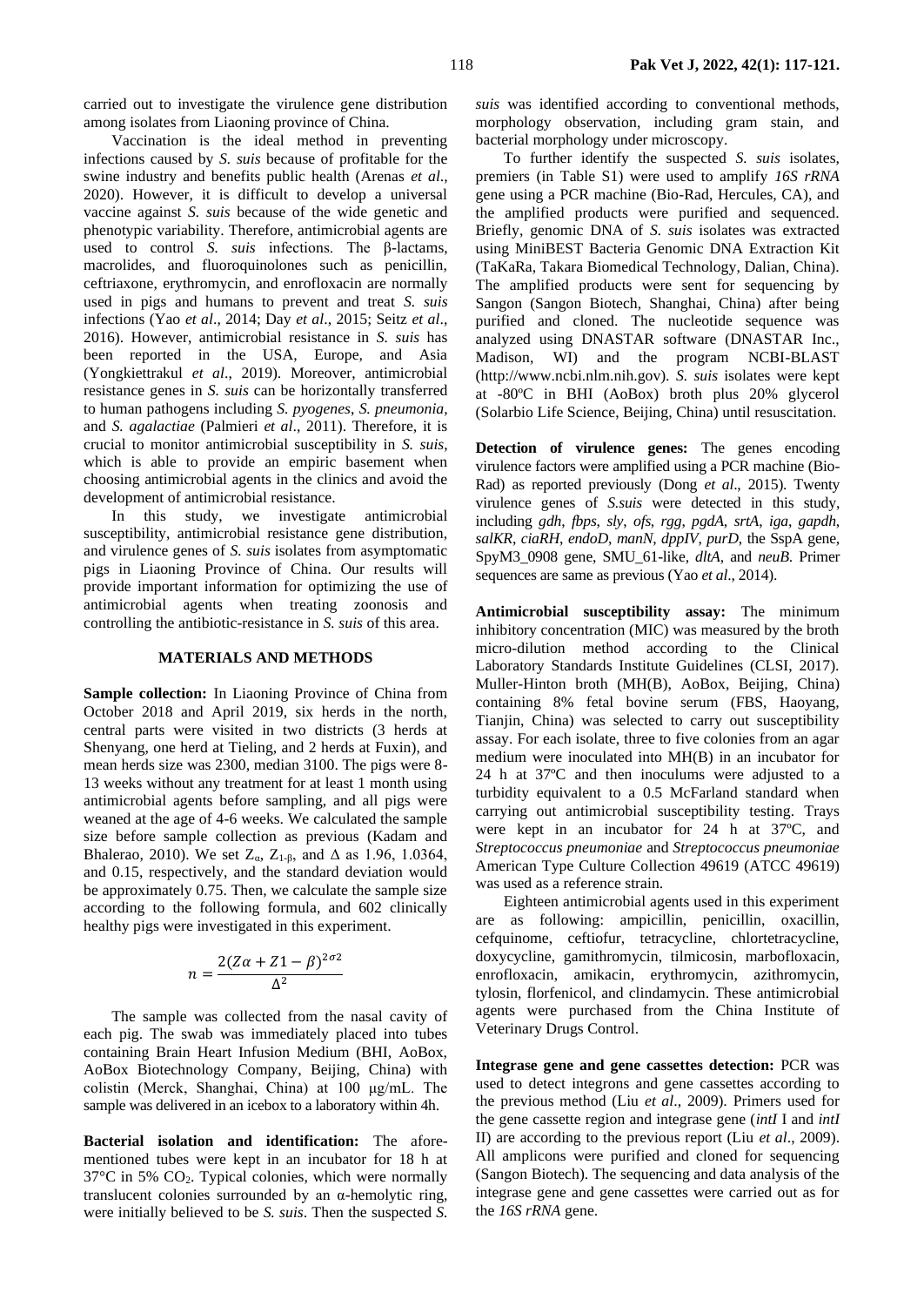carried out to investigate the virulence gene distribution among isolates from Liaoning province of China.

Vaccination is the ideal method in preventing infections caused by *S. suis* because of profitable for the swine industry and benefits public health (Arenas *et al*., 2020). However, it is difficult to develop a universal vaccine against *S. suis* because of the wide genetic and phenotypic variability. Therefore, antimicrobial agents are used to control *S. suis* infections. The β-lactams, macrolides, and fluoroquinolones such as penicillin, ceftriaxone, erythromycin, and enrofloxacin are normally used in pigs and humans to prevent and treat *S. suis* infections (Yao *et al*., 2014; Day *et al*., 2015; Seitz *et al*., 2016). However, antimicrobial resistance in *S. suis* has been reported in the USA, Europe, and Asia (Yongkiettrakul *et al*., 2019). Moreover, antimicrobial resistance genes in *S. suis* can be horizontally transferred to human pathogens including *S. pyogenes*, *S. pneumonia*, and *S. agalactiae* (Palmieri *et al*., 2011). Therefore, it is crucial to monitor antimicrobial susceptibility in *S. suis*, which is able to provide an empiric basement when choosing antimicrobial agents in the clinics and avoid the development of antimicrobial resistance.

In this study, we investigate antimicrobial susceptibility, antimicrobial resistance gene distribution, and virulence genes of *S. suis* isolates from asymptomatic pigs in Liaoning Province of China. Our results will provide important information for optimizing the use of antimicrobial agents when treating zoonosis and controlling the antibiotic-resistance in *S. suis* of this area.

## MATERIALS AND METHODS

**Sample collection:** In Liaoning Province of China from October 2018 and April 2019, six herds in the north, central parts were visited in two districts (3 herds at Shenyang, one herd at Tieling, and 2 herds at Fuxin), and mean herds size was 2300, median 3100. The pigs were 8-13 weeks without any treatment for at least 1 month using antimicrobial agents before sampling, and all pigs were weaned at the age of 4-6 weeks. We calculated the sample size before sample collection as previous (Kadam and Bhalerao, 2010). We set $Z_{\alpha}$, $Z_{1-\beta}$, and $\Delta$ as 1.96, 1.0364, and 0.15, respectively, and the standard deviation would be approximately 0.75. Then, we calculate the sample size according to the following formula, and 602 clinically healthy pigs were investigated in this experiment.

$$n = \frac{2(Z\alpha + Z1 - \beta)^{2\sigma 2}}{\Delta^2}$$

The sample was collected from the nasal cavity of each pig. The swab was immediately placed into tubes containing Brain Heart Infusion Medium (BHI, AoBox, AoBox Biotechnology Company, Beijing, China) with colistin (Merck, Shanghai, China) at 100 μg/mL. The sample was delivered in an icebox to a laboratory within 4h.

**Bacterial isolation and identification:** The aforementioned tubes were kept in an incubator for 18 h at 37°C in 5% $CO_2$. Typical colonies, which were normally translucent colonies surrounded by an α-hemolytic ring, were initially believed to be *S. suis*. Then the suspected *S. suis* was identified according to conventional methods, morphology observation, including gram stain, and bacterial morphology under microscopy.

To further identify the suspected *S. suis* isolates, premiers (in Table S1) were used to amplify *16S rRNA* gene using a PCR machine (Bio-Rad, Hercules, CA), and the amplified products were purified and sequenced. Briefly, genomic DNA of *S. suis* isolates was extracted using MiniBEST Bacteria Genomic DNA Extraction Kit (TaKaRa, Takara Biomedical Technology, Dalian, China). The amplified products were sent for sequencing by Sangon (Sangon Biotech, Shanghai, China) after being purified and cloned. The nucleotide sequence was analyzed using DNASTAR software (DNASTAR Inc., Madison, WI) and the program NCBI-BLAST (http://www.ncbi.nlm.nih.gov). *S. suis* isolates were kept at -80ºC in BHI (AoBox) broth plus 20% glycerol (Solarbio Life Science, Beijing, China) until resuscitation.

**Detection of virulence genes:** The genes encoding virulence factors were amplified using a PCR machine (Bio-Rad) as reported previously (Dong *et al*., 2015). Twenty virulence genes of *S.suis* were detected in this study, including *gdh*, *fbps*, *sly*, *ofs*, *rgg*, *pgdA*, *srtA*, *iga*, *gapdh*, *salKR*, *ciaRH*, *endoD*, *manN*, *dppIV*, *purD*, the SspA gene, SpyM3_0908 gene, SMU_61-like, *dltA*, and *neuB*. Primer sequences are same as previous (Yao *et al*., 2014).

**Antimicrobial susceptibility assay:** The minimum inhibitory concentration (MIC) was measured by the broth micro-dilution method according to the Clinical Laboratory Standards Institute Guidelines (CLSI, 2017). Muller-Hinton broth (MH(B), AoBox, Beijing, China) containing 8% fetal bovine serum (FBS, Haoyang, Tianjin, China) was selected to carry out susceptibility assay. For each isolate, three to five colonies from an agar medium were inoculated into MH(B) in an incubator for 24 h at 37ºC and then inoculums were adjusted to a turbidity equivalent to a 0.5 McFarland standard when carrying out antimicrobial susceptibility testing. Trays were kept in an incubator for 24 h at 37ºC, and *Streptococcus pneumoniae* and *Streptococcus pneumoniae* American Type Culture Collection 49619 (ATCC 49619) was used as a reference strain.

Eighteen antimicrobial agents used in this experiment are as following: ampicillin, penicillin, oxacillin, cefquinome, ceftiofur, tetracycline, chlortetracycline, doxycycline, gamithromycin, tilmicosin, marbofloxacin, enrofloxacin, amikacin, erythromycin, azithromycin, tylosin, florfenicol, and clindamycin. These antimicrobial agents were purchased from the China Institute of Veterinary Drugs Control.

**Integrase gene and gene cassettes detection:** PCR was used to detect integrons and gene cassettes according to the previous method (Liu *et al*., 2009). Primers used for the gene cassette region and integrase gene (*intI* I and *intI* II) are according to the previous report (Liu *et al*., 2009). All amplicons were purified and cloned for sequencing (Sangon Biotech). The sequencing and data analysis of the integrase gene and gene cassettes were carried out as for the *16S rRNA* gene.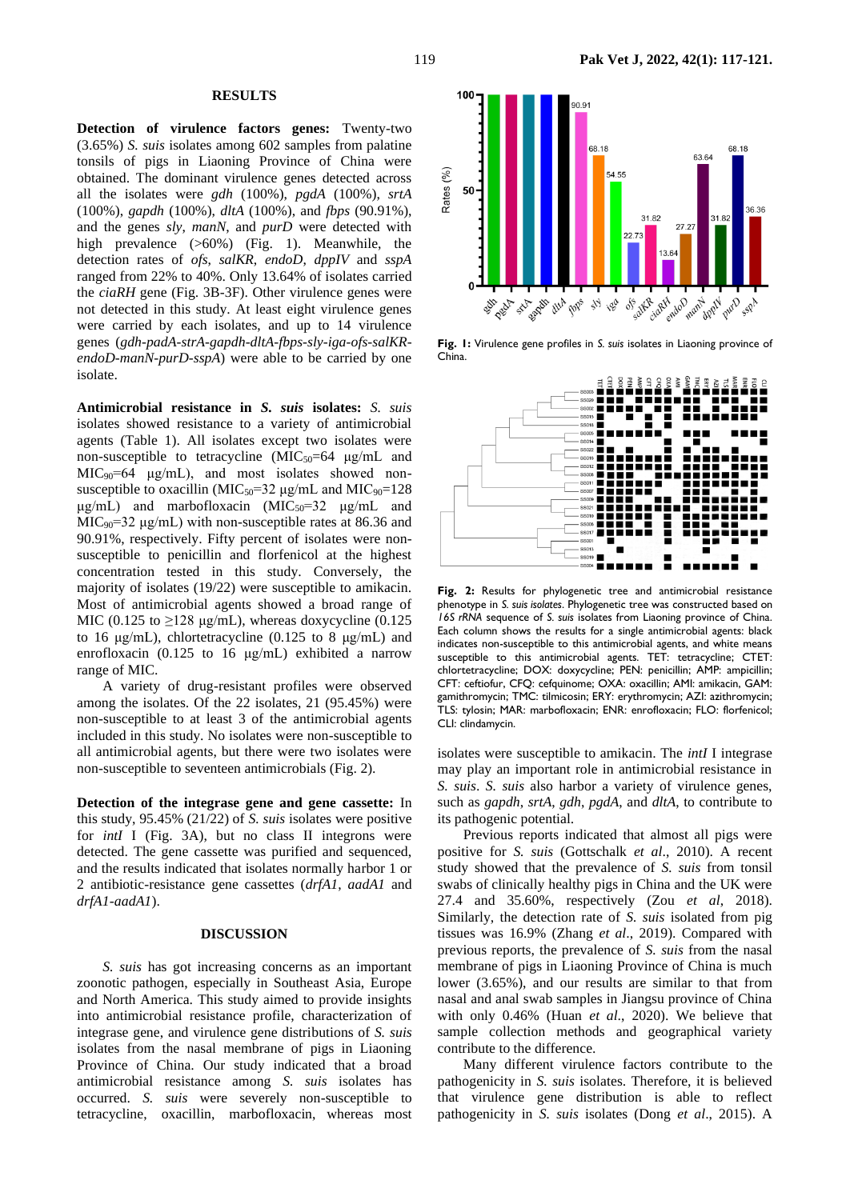## RESULTS

**Detection of virulence factors genes:** Twenty-two (3.65%) *S. suis* isolates among 602 samples from palatine tonsils of pigs in Liaoning Province of China were obtained. The dominant virulence genes detected across all the isolates were *gdh* (100%), *pgdA* (100%), *srtA* (100%), *gapdh* (100%), *dltA* (100%), and *fbps* (90.91%), and the genes *sly*, *manN*, and *purD* were detected with high prevalence (>60%) (Fig. 1). Meanwhile, the detection rates of *ofs*, *salKR*, *endoD*, *dppIV* and *sspA* ranged from 22% to 40%. Only 13.64% of isolates carried the *ciaRH* gene (Fig. 3B-3F). Other virulence genes were not detected in this study. At least eight virulence genes were carried by each isolates, and up to 14 virulence genes (*gdh-padA-strA-gapdh-dltA-fbps-sly-iga-ofs-salKR-endoD-manN-purD-sspA*) were able to be carried by one isolate.

**Antimicrobial resistance in *S. suis* isolates:** *S. suis* isolates showed resistance to a variety of antimicrobial agents (Table 1). All isolates except two isolates were non-susceptible to tetracycline ($MIC_{50}$=64 μg/mL and $MIC_{90}$=64 μg/mL), and most isolates showed non-susceptible to oxacillin ($MIC_{50}$=32 μg/mL and $MIC_{90}$=128 μg/mL) and marbofloxacin ($MIC_{50}$=32 μg/mL and $MIC_{90}$=32 μg/mL) with non-susceptible rates at 86.36 and 90.91%, respectively. Fifty percent of isolates were non-susceptible to penicillin and florfenicol at the highest concentration tested in this study. Conversely, the majority of isolates (19/22) were susceptible to amikacin. Most of antimicrobial agents showed a broad range of MIC (0.125 to ≥128 μg/mL), whereas doxycycline (0.125 to 16 μg/mL), chlortetracycline (0.125 to 8 μg/mL) and enrofloxacin (0.125 to 16 μg/mL) exhibited a narrow range of MIC.

A variety of drug-resistant profiles were observed among the isolates. Of the 22 isolates, 21 (95.45%) were non-susceptible to at least 3 of the antimicrobial agents included in this study. No isolates were non-susceptible to all antimicrobial agents, but there were two isolates were non-susceptible to seventeen antimicrobials (Fig. 2).

**Detection of the integrase gene and gene cassette:** In this study, 95.45% (21/22) of *S. suis* isolates were positive for *intI* I (Fig. 3A), but no class II integrons were detected. The gene cassette was purified and sequenced, and the results indicated that isolates normally harbor 1 or 2 antibiotic-resistance gene cassettes (*drfA1*, *aadA1* and *drfA1-aadA1*).

## DISCUSSION

*S. suis* has got increasing concerns as an important zoonotic pathogen, especially in Southeast Asia, Europe and North America. This study aimed to provide insights into antimicrobial resistance profile, characterization of integrase gene, and virulence gene distributions of *S. suis* isolates from the nasal membrane of pigs in Liaoning Province of China. Our study indicated that a broad antimicrobial resistance among *S. suis* isolates has occurred. *S. suis* were severely non-susceptible to tetracycline, oxacillin, marbofloxacin, whereas most isolates were susceptible to amikacin. The *intI* I integrase may play an important role in antimicrobial resistance in *S. suis*. *S. suis* also harbor a variety of virulence genes, such as *gapdh*, *srtA*, *gdh*, *pgdA*, and *dltA*, to contribute to its pathogenic potential.

Previous reports indicated that almost all pigs were positive for *S. suis* (Gottschalk *et al*., 2010). A recent study showed that the prevalence of *S. suis* from tonsil swabs of clinically healthy pigs in China and the UK were 27.4 and 35.60%, respectively (Zou *et al*, 2018). Similarly, the detection rate of *S. suis* isolated from pig tissues was 16.9% (Zhang *et al*., 2019). Compared with previous reports, the prevalence of *S. suis* from the nasal membrane of pigs in Liaoning Province of China is much lower (3.65%), and our results are similar to that from nasal and anal swab samples in Jiangsu province of China with only 0.46% (Huan *et al*., 2020). We believe that sample collection methods and geographical variety contribute to the difference.

Many different virulence factors contribute to the pathogenicity in *S. suis* isolates. Therefore, it is believed that virulence gene distribution is able to reflect pathogenicity in *S. suis* isolates (Dong *et al*., 2015). A

**Fig. 1:** Virulence gene profiles in *S. suis* isolates in Liaoning province of China.

**Fig. 2:** Results for phylogenetic tree and antimicrobial resistance phenotype in *S. suis isolates*. Phylogenetic tree was constructed based on *16S rRNA* sequence of *S. suis* isolates from Liaoning province of China. Each column shows the results for a single antimicrobial agents: black indicates non-susceptible to this antimicrobial agents, and white means susceptible to this antimicrobial agents. TET: tetracycline; CTET: chlortetracycline; DOX: doxycycline; PEN: penicillin; AMP: ampicillin; CFT: ceftiofur, CFQ: cefquinome; OXA: oxacillin; AMI: amikacin, GAM: gamithromycin; TMC: tilmicosin; ERY: erythromycin; AZI: azithromycin; TLS: tylosin; MAR: marbofloxacin; ENR: enrofloxacin; FLO: florfenicol; CLI: clindamycin.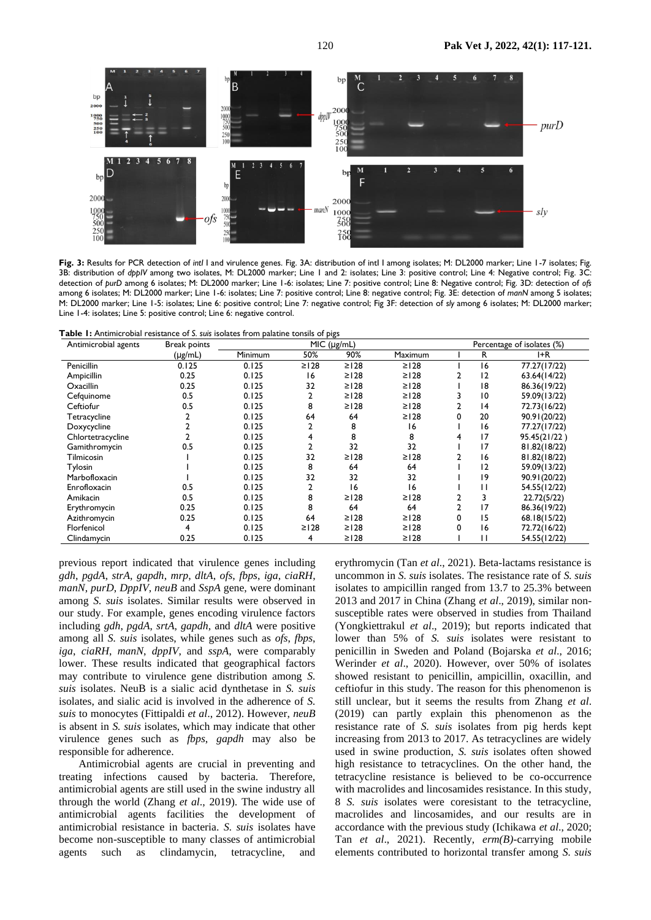**Fig. 3:** Results for PCR detection of *intI* I and virulence genes. Fig. 3A: distribution of intI I among isolates; M: DL2000 marker; Line 1-7 isolates; Fig. 3B: distribution of *dppIV* among two isolates, M: DL2000 marker; Line 1 and 2: isolates; Line 3: positive control; Line 4: Negative control; Fig. 3C: detection of *purD* among 6 isolates; M: DL2000 marker; Line 1-6: isolates; Line 7: positive control; Line 8: Negative control; Fig. 3D: detection of *ofs* among 6 isolates; M: DL2000 marker; Line 1-6: isolates; Line 7: positive control; Line 8: negative control; Fig. 3E: detection of *manN* among 5 isolates; M: DL2000 marker; Line 1-5: isolates; Line 6: positive control; Line 7: negative control; Fig 3F: detection of *sly* among 6 isolates; M: DL2000 marker; Line 1-4: isolates; Line 5: positive control; Line 6: negative control.

**Table 1:** Antimicrobial resistance of *S. suis* isolates from palatine tonsils of pigs

| Antimicrobial agents | Break points (μg/mL) | MIC (μg/mL) | | | | Percentage of isolates (%) | | |
|---|---|---|---|---|---|---|---|---|
| | | Minimum | 50% | 90% | Maximum | I | R | I+R |
| Penicillin | 0.125 | 0.125 | ≥128 | ≥128 | ≥128 | 1 | 16 | 77.27(17/22) |
| Ampicillin | 0.25 | 0.125 | 16 | ≥128 | ≥128 | 2 | 12 | 63.64(14/22) |
| Oxacillin | 0.25 | 0.125 | 32 | ≥128 | ≥128 | 1 | 18 | 86.36(19/22) |
| Cefquinome | 0.5 | 0.125 | 2 | ≥128 | ≥128 | 3 | 10 | 59.09(13/22) |
| Ceftiofur | 0.5 | 0.125 | 8 | ≥128 | ≥128 | 2 | 14 | 72.73(16/22) |
| Tetracycline | 2 | 0.125 | 64 | 64 | ≥128 | 0 | 20 | 90.91(20/22) |
| Doxycycline | 2 | 0.125 | 2 | 8 | 16 | 1 | 16 | 77.27(17/22) |
| Chlortetracycline | 2 | 0.125 | 4 | 8 | 8 | 4 | 17 | 95.45(21/22 ) |
| Gamithromycin | 0.5 | 0.125 | 2 | 32 | 32 | 1 | 17 | 81.82(18/22) |
| Tilmicosin | 1 | 0.125 | 32 | ≥128 | ≥128 | 2 | 16 | 81.82(18/22) |
| Tylosin | 1 | 0.125 | 8 | 64 | 64 | 1 | 12 | 59.09(13/22) |
| Marbofloxacin | 1 | 0.125 | 32 | 32 | 32 | 1 | 19 | 90.91(20/22) |
| Enrofloxacin | 0.5 | 0.125 | 2 | 16 | 16 | 1 | 11 | 54.55(12/22) |
| Amikacin | 0.5 | 0.125 | 8 | ≥128 | ≥128 | 2 | 3 | 22.72(5/22) |
| Erythromycin | 0.25 | 0.125 | 8 | 64 | 64 | 2 | 17 | 86.36(19/22) |
| Azithromycin | 0.25 | 0.125 | 64 | ≥128 | ≥128 | 0 | 15 | 68.18(15/22) |
| Florfenicol | 4 | 0.125 | ≥128 | ≥128 | ≥128 | 0 | 16 | 72.72(16/22) |
| Clindamycin | 0.25 | 0.125 | 4 | ≥128 | ≥128 | 1 | 11 | 54.55(12/22) |

previous report indicated that virulence genes including *gdh*, *pgdA*, *strA*, *gapdh*, *mrp*, *dltA*, *ofs*, *fbps*, *iga*, *ciaRH*, *manN*, *purD*, *DppIV*, *neuB* and *SspA* gene, were dominant among *S. suis* isolates. Similar results were observed in our study. For example, genes encoding virulence factors including *gdh*, *pgdA*, *srtA*, *gapdh*, and *dltA* were positive among all *S. suis* isolates, while genes such as *ofs*, *fbps*, *iga*, *ciaRH*, *manN*, *dppIV*, and *sspA*, were comparably lower. These results indicated that geographical factors may contribute to virulence gene distribution among *S. suis* isolates. NeuB is a sialic acid dynthetase in *S. suis* isolates, and sialic acid is involved in the adherence of *S. suis* to monocytes (Fittipaldi *et al*., 2012). However, *neuB* is absent in *S. suis* isolates, which may indicate that other virulence genes such as *fbps*, *gapdh* may also be responsible for adherence.

Antimicrobial agents are crucial in preventing and treating infections caused by bacteria. Therefore, antimicrobial agents are still used in the swine industry all through the world (Zhang *et al*., 2019). The wide use of antimicrobial agents facilities the development of antimicrobial resistance in bacteria. *S. suis* isolates have become non-susceptible to many classes of antimicrobial agents such as clindamycin, tetracycline, and erythromycin (Tan *et al*., 2021). Beta-lactams resistance is uncommon in *S. suis* isolates. The resistance rate of *S. suis* isolates to ampicillin ranged from 13.7 to 25.3% between 2013 and 2017 in China (Zhang *et al*., 2019), similar non-susceptible rates were observed in studies from Thailand (Yongkiettrakul *et al*., 2019); but reports indicated that lower than 5% of *S. suis* isolates were resistant to penicillin in Sweden and Poland (Bojarska *et al*., 2016; Werinder *et al*., 2020). However, over 50% of isolates showed resistant to penicillin, ampicillin, oxacillin, and ceftiofur in this study. The reason for this phenomenon is still unclear, but it seems the results from Zhang *et al*. (2019) can partly explain this phenomenon as the resistance rate of *S. suis* isolates from pig herds kept increasing from 2013 to 2017. As tetracyclines are widely used in swine production, *S. suis* isolates often showed high resistance to tetracyclines. On the other hand, the tetracycline resistance is believed to be co-occurrence with macrolides and lincosamides resistance. In this study, 8 *S. suis* isolates were coresistant to the tetracycline, macrolides and lincosamides, and our results are in accordance with the previous study (Ichikawa *et al*., 2020; Tan *et al*., 2021). Recently, *erm(B)*-carrying mobile elements contributed to horizontal transfer among *S. suis*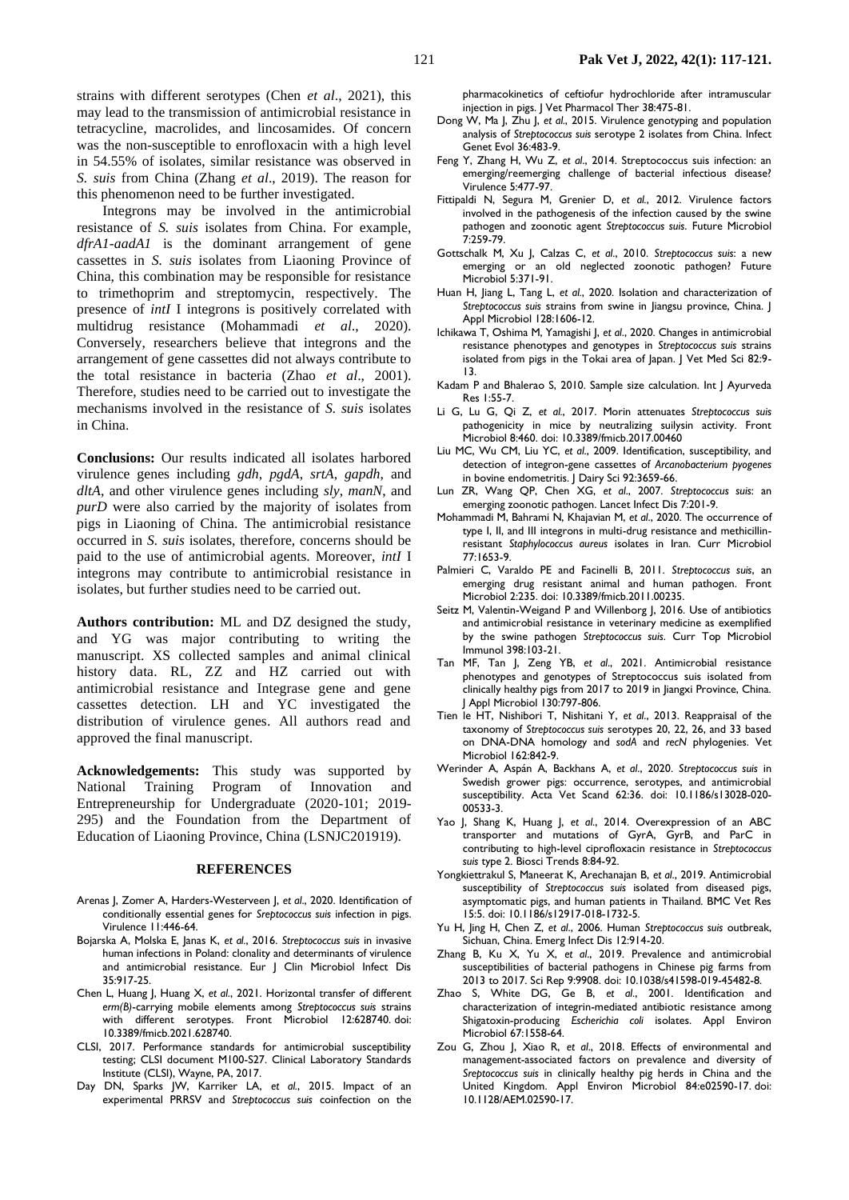strains with different serotypes (Chen *et al*., 2021), this may lead to the transmission of antimicrobial resistance in tetracycline, macrolides, and lincosamides. Of concern was the non-susceptible to enrofloxacin with a high level in 54.55% of isolates, similar resistance was observed in *S. suis* from China (Zhang *et al*., 2019). The reason for this phenomenon need to be further investigated.

Integrons may be involved in the antimicrobial resistance of *S. suis* isolates from China. For example, *dfrA1-aadA1* is the dominant arrangement of gene cassettes in *S. suis* isolates from Liaoning Province of China, this combination may be responsible for resistance to trimethoprim and streptomycin, respectively. The presence of *intI* I integrons is positively correlated with multidrug resistance (Mohammadi *et al*., 2020). Conversely, researchers believe that integrons and the arrangement of gene cassettes did not always contribute to the total resistance in bacteria (Zhao *et al*., 2001). Therefore, studies need to be carried out to investigate the mechanisms involved in the resistance of *S. suis* isolates in China.

**Conclusions:** Our results indicated all isolates harbored virulence genes including *gdh*, *pgdA*, *srtA*, *gapdh*, and *dltA*, and other virulence genes including *sly*, *manN*, and *purD* were also carried by the majority of isolates from pigs in Liaoning of China. The antimicrobial resistance occurred in *S. suis* isolates, therefore, concerns should be paid to the use of antimicrobial agents. Moreover, *intI* I integrons may contribute to antimicrobial resistance in isolates, but further studies need to be carried out.

**Authors contribution:** ML and DZ designed the study, and YG was major contributing to writing the manuscript. XS collected samples and animal clinical history data. RL, ZZ and HZ carried out with antimicrobial resistance and Integrase gene and gene cassettes detection. LH and YC investigated the distribution of virulence genes. All authors read and approved the final manuscript.

**Acknowledgements:** This study was supported by National Training Program of Innovation and Entrepreneurship for Undergraduate (2020-101; 2019-295) and the Foundation from the Department of Education of Liaoning Province, China (LSNJC201919).

## REFERENCES

Arenas J, Zomer A, Harders-Westerveen J, *et al*., 2020. Identification of conditionally essential genes for *Sreptococcus suis* infection in pigs. Virulence 11:446-64.

Bojarska A, Molska E, Janas K, *et al*., 2016. *Streptococcus suis* in invasive human infections in Poland: clonality and determinants of virulence and antimicrobial resistance. Eur J Clin Microbiol Infect Dis 35:917-25.

Chen L, Huang J, Huang X, *et al*., 2021. Horizontal transfer of different *erm(B)*-carrying mobile elements among *Streptococcus suis* strains with different serotypes. Front Microbiol 12:628740. doi: 10.3389/fmicb.2021.628740.

CLSI, 2017. Performance standards for antimicrobial susceptibility testing; CLSI document M100-S27. Clinical Laboratory Standards Institute (CLSI), Wayne, PA, 2017.

Day DN, Sparks JW, Karriker LA, *et al*., 2015. Impact of an experimental PRRSV and *Streptococcus suis* coinfection on the pharmacokinetics of ceftiofur hydrochloride after intramuscular injection in pigs. J Vet Pharmacol Ther 38:475-81.

Dong W, Ma J, Zhu J, *et al*., 2015. Virulence genotyping and population analysis of *Streptococcus suis* serotype 2 isolates from China. Infect Genet Evol 36:483-9.

Feng Y, Zhang H, Wu Z, *et al*., 2014. Streptococcus suis infection: an emerging/reemerging challenge of bacterial infectious disease? Virulence 5:477-97.

Fittipaldi N, Segura M, Grenier D, *et al*., 2012. Virulence factors involved in the pathogenesis of the infection caused by the swine pathogen and zoonotic agent *Streptococcus suis*. Future Microbiol 7:259-79.

Gottschalk M, Xu J, Calzas C, *et al*., 2010. *Streptococcus suis*: a new emerging or an old neglected zoonotic pathogen? Future Microbiol 5:371-91.

Huan H, Jiang L, Tang L, *et al*., 2020. Isolation and characterization of *Streptococcus suis* strains from swine in Jiangsu province, China. J Appl Microbiol 128:1606-12.

Ichikawa T, Oshima M, Yamagishi J, *et al*., 2020. Changes in antimicrobial resistance phenotypes and genotypes in *Streptococcus suis* strains isolated from pigs in the Tokai area of Japan. J Vet Med Sci 82:9-13.

Kadam P and Bhalerao S, 2010. Sample size calculation. Int J Ayurveda Res 1:55-7.

Li G, Lu G, Qi Z, *et al*., 2017. Morin attenuates *Streptococcus suis* pathogenicity in mice by neutralizing suilysin activity. Front Microbiol 8:460. doi: 10.3389/fmicb.2017.00460

Liu MC, Wu CM, Liu YC, *et al*., 2009. Identification, susceptibility, and detection of integron-gene cassettes of *Arcanobacterium pyogenes* in bovine endometritis. J Dairy Sci 92:3659-66.

Lun ZR, Wang QP, Chen XG, *et al*., 2007. *Streptococcus suis*: an emerging zoonotic pathogen. Lancet Infect Dis 7:201-9.

Mohammadi M, Bahrami N, Khajavian M, *et al*., 2020. The occurrence of type I, II, and III integrons in multi-drug resistance and methicillin-resistant *Staphylococcus aureus* isolates in Iran. Curr Microbiol 77:1653-9.

Palmieri C, Varaldo PE and Facinelli B, 2011. *Streptococcus suis*, an emerging drug resistant animal and human pathogen. Front Microbiol 2:235. doi: 10.3389/fmicb.2011.00235.

Seitz M, Valentin-Weigand P and Willenborg J, 2016. Use of antibiotics and antimicrobial resistance in veterinary medicine as exemplified by the swine pathogen *Streptococcus suis*. Curr Top Microbiol Immunol 398:103-21.

Tan MF, Tan J, Zeng YB, *et al*., 2021. Antimicrobial resistance phenotypes and genotypes of Streptococcus suis isolated from clinically healthy pigs from 2017 to 2019 in Jiangxi Province, China. J Appl Microbiol 130:797-806.

Tien le HT, Nishibori T, Nishitani Y, *et al*., 2013. Reappraisal of the taxonomy of *Streptococcus suis* serotypes 20, 22, 26, and 33 based on DNA-DNA homology and *sodA* and *recN* phylogenies. Vet Microbiol 162:842-9.

Werinder A, Aspán A, Backhans A, *et al*., 2020. *Streptococcus suis* in Swedish grower pigs: occurrence, serotypes, and antimicrobial susceptibility. Acta Vet Scand 62:36. doi: 10.1186/s13028-020-00533-3.

Yao J, Shang K, Huang J, *et al*., 2014. Overexpression of an ABC transporter and mutations of GyrA, GyrB, and ParC in contributing to high-level ciprofloxacin resistance in *Streptococcus suis* type 2. Biosci Trends 8:84-92.

Yongkiettrakul S, Maneerat K, Arechanajan B, *et al*., 2019. Antimicrobial susceptibility of *Streptococcus suis* isolated from diseased pigs, asymptomatic pigs, and human patients in Thailand. BMC Vet Res 15:5. doi: 10.1186/s12917-018-1732-5.

Yu H, Jing H, Chen Z, *et al*., 2006. Human *Streptococcus suis* outbreak, Sichuan, China. Emerg Infect Dis 12:914-20.

Zhang B, Ku X, Yu X, *et al*., 2019. Prevalence and antimicrobial susceptibilities of bacterial pathogens in Chinese pig farms from 2013 to 2017. Sci Rep 9:9908. doi: 10.1038/s41598-019-45482-8.

Zhao S, White DG, Ge B, *et al*., 2001. Identification and characterization of integrin-mediated antibiotic resistance among Shigatoxin-producing *Escherichia coli* isolates. Appl Environ Microbiol 67:1558-64.

Zou G, Zhou J, Xiao R, *et al*., 2018. Effects of environmental and management-associated factors on prevalence and diversity of *Sreptococcus suis* in clinically healthy pig herds in China and the United Kingdom. Appl Environ Microbiol 84:e02590-17. doi: 10.1128/AEM.02590-17.